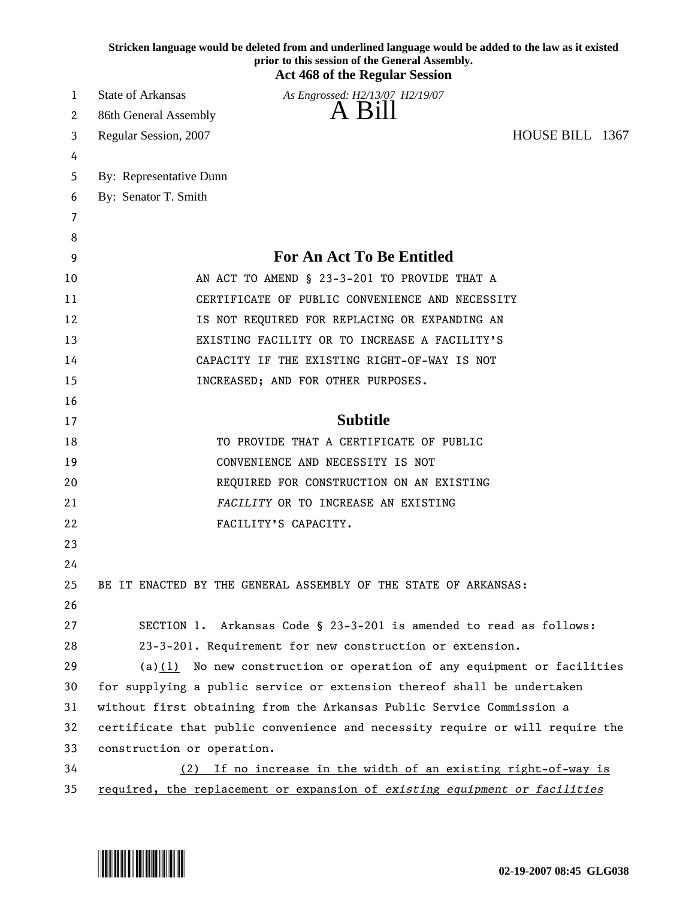**Stricken language would be deleted from and underlined language would be added to the law as it existed prior to this session of the General Assembly.**

**Act 468 of the Regular Session**

State of Arkansas *As Engrossed: H2/13/07 H2/19/07*

86th General Assembly

# A Bill

Regular Session, 2007 HOUSE BILL 1367

By: Representative Dunn

By: Senator T. Smith

## For An Act To Be Entitled

AN ACT TO AMEND § 23-3-201 TO PROVIDE THAT A CERTIFICATE OF PUBLIC CONVENIENCE AND NECESSITY IS NOT REQUIRED FOR REPLACING OR EXPANDING AN EXISTING FACILITY OR TO INCREASE A FACILITY'S CAPACITY IF THE EXISTING RIGHT-OF-WAY IS NOT INCREASED; AND FOR OTHER PURPOSES.

## Subtitle

TO PROVIDE THAT A CERTIFICATE OF PUBLIC CONVENIENCE AND NECESSITY IS NOT REQUIRED FOR CONSTRUCTION ON AN EXISTING *FACILITY* OR TO INCREASE AN EXISTING FACILITY'S CAPACITY.

BE IT ENACTED BY THE GENERAL ASSEMBLY OF THE STATE OF ARKANSAS:

SECTION 1. Arkansas Code § 23-3-201 is amended to read as follows:

23-3-201. Requirement for new construction or extension.

(a)<u>(1)</u> No new construction or operation of any equipment or facilities for supplying a public service or extension thereof shall be undertaken without first obtaining from the Arkansas Public Service Commission a certificate that public convenience and necessity require or will require the construction or operation.

<u>(2) If no increase in the width of an existing right-of-way is required, the replacement or expansion of *existing equipment or facilities*</u>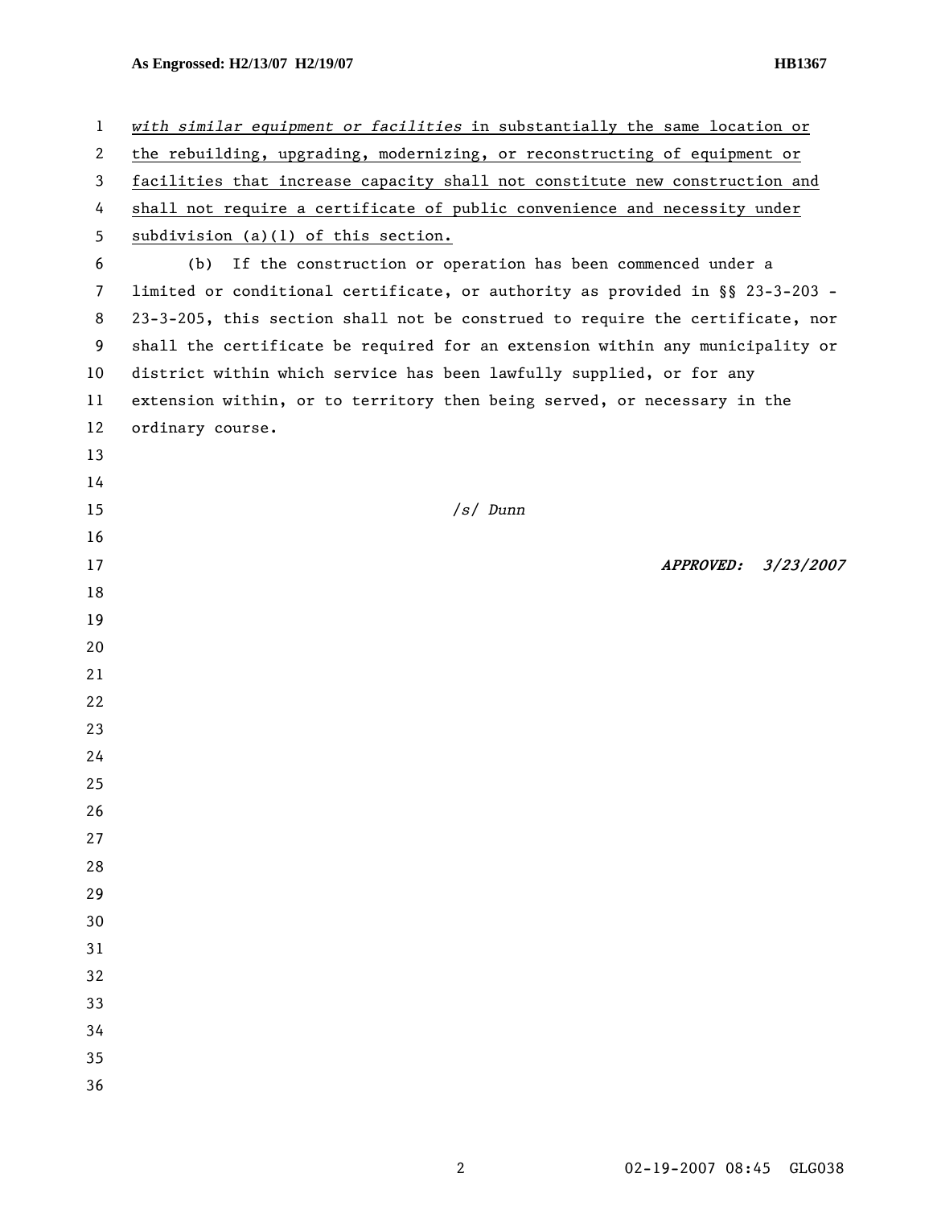*with similar equipment or facilities* in substantially the same location or the rebuilding, upgrading, modernizing, or reconstructing of equipment or facilities that increase capacity shall not constitute new construction and shall not require a certificate of public convenience and necessity under subdivision (a)(1) of this section.

(b) If the construction or operation has been commenced under a limited or conditional certificate, or authority as provided in §§ 23-3-203 - 23-3-205, this section shall not be construed to require the certificate, nor shall the certificate be required for an extension within any municipality or district within which service has been lawfully supplied, or for any extension within, or to territory then being served, or necessary in the ordinary course.

*/s/ Dunn*

***APPROVED: 3/23/2007***